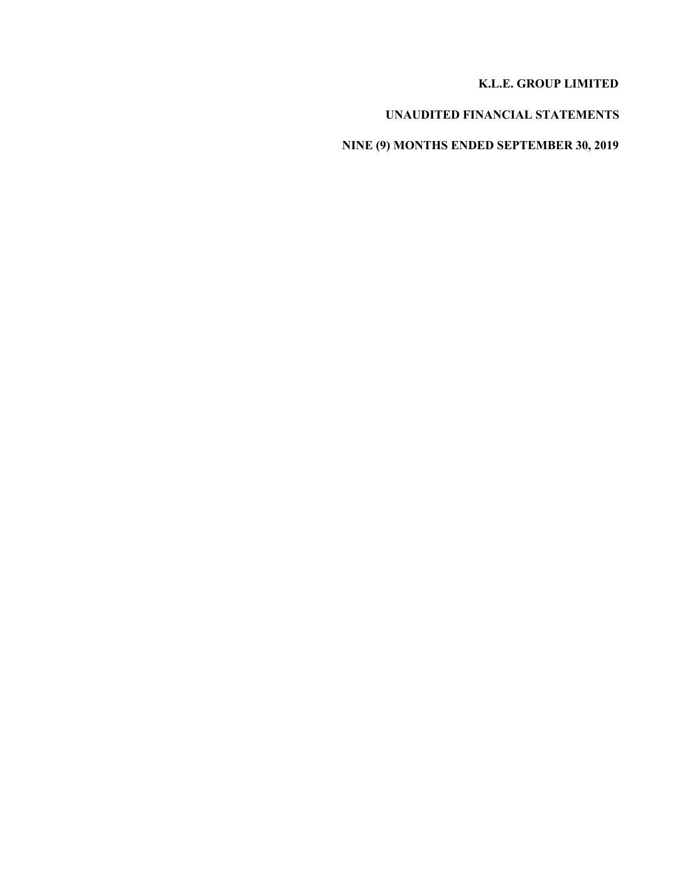# K.L.E. GROUP LIMITED

## UNAUDITED FINANCIAL STATEMENTS

## NINE (9) MONTHS ENDED SEPTEMBER 30, 2019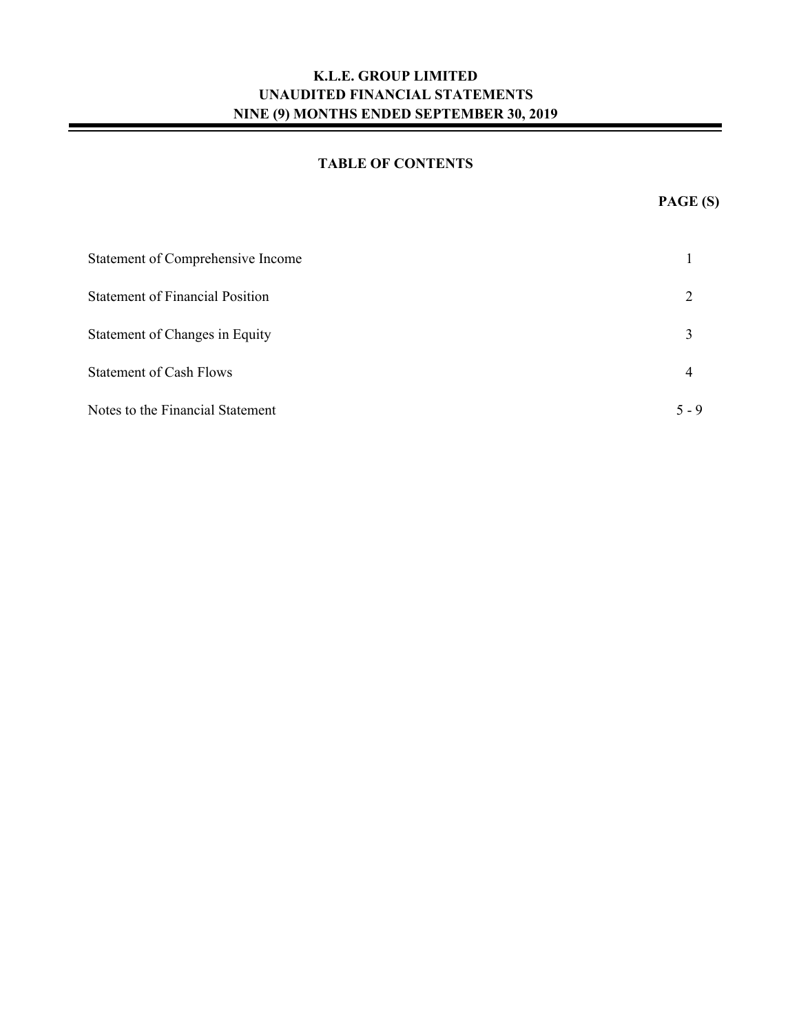# K.L.E. GROUP LIMITED
## UNAUDITED FINANCIAL STATEMENTS
## NINE (9) MONTHS ENDED SEPTEMBER 30, 2019

### TABLE OF CONTENTS

| | PAGE (S) |
|---|---|
| Statement of Comprehensive Income | 1 |
| Statement of Financial Position | 2 |
| Statement of Changes in Equity | 3 |
| Statement of Cash Flows | 4 |
| Notes to the Financial Statement | 5 - 9 |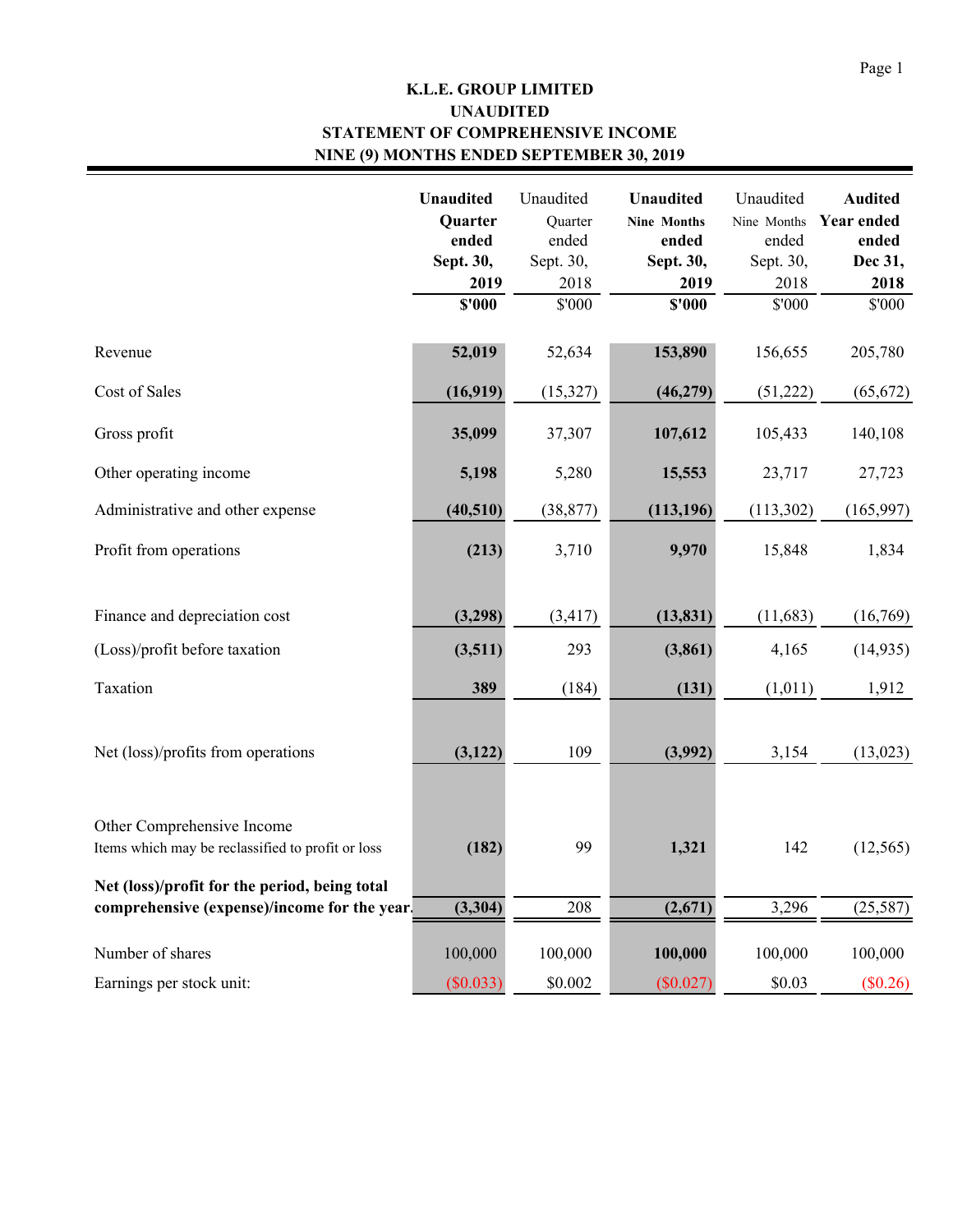# K.L.E. GROUP LIMITED
## UNAUDITED
## STATEMENT OF COMPREHENSIVE INCOME
## NINE (9) MONTHS ENDED SEPTEMBER 30, 2019

| | **Unaudited Quarter ended Sept. 30, 2019** | Unaudited Quarter ended Sept. 30, 2018 | **Unaudited Nine Months ended Sept. 30, 2019** | Unaudited Nine Months ended Sept. 30, 2018 | **Audited Year ended Dec 31, 2018** |
|---|---|---|---|---|---|
| | **$'000** | $'000 | **$'000** | $'000 | $'000 |
| Revenue | **52,019** | 52,634 | **153,890** | 156,655 | 205,780 |
| Cost of Sales | **(16,919)** | (15,327) | **(46,279)** | (51,222) | (65,672) |
| Gross profit | **35,099** | 37,307 | **107,612** | 105,433 | 140,108 |
| Other operating income | **5,198** | 5,280 | **15,553** | 23,717 | 27,723 |
| Administrative and other expense | **(40,510)** | (38,877) | **(113,196)** | (113,302) | (165,997) |
| Profit from operations | **(213)** | 3,710 | **9,970** | 15,848 | 1,834 |
| Finance and depreciation cost | **(3,298)** | (3,417) | **(13,831)** | (11,683) | (16,769) |
| (Loss)/profit before taxation | **(3,511)** | 293 | **(3,861)** | 4,165 | (14,935) |
| Taxation | **389** | (184) | **(131)** | (1,011) | 1,912 |
| Net (loss)/profits from operations | **(3,122)** | 109 | **(3,992)** | 3,154 | (13,023) |
| Other Comprehensive Income<br>Items which may be reclassified to profit or loss | **(182)** | 99 | **1,321** | 142 | (12,565) |
| **Net (loss)/profit for the period, being total comprehensive (expense)/income for the year.** | **(3,304)** | 208 | **(2,671)** | 3,296 | (25,587) |
| Number of shares | 100,000 | 100,000 | **100,000** | 100,000 | 100,000 |
| Earnings per stock unit: | ($0.033) | $0.002 | ($0.027) | $0.03 | ($0.26) |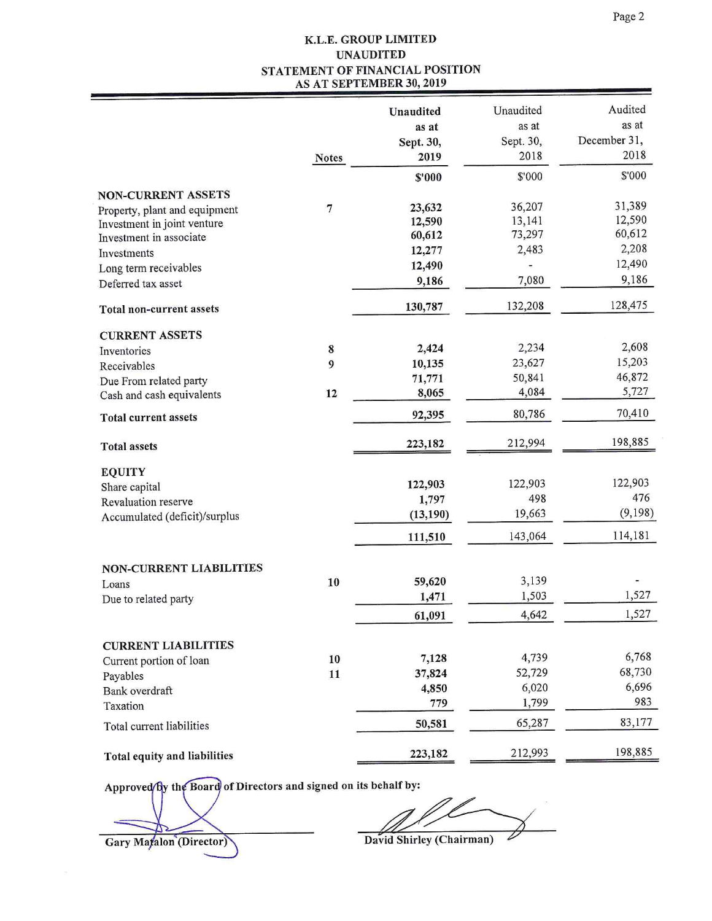# K.L.E. GROUP LIMITED

## UNAUDITED

## STATEMENT OF FINANCIAL POSITION

## AS AT SEPTEMBER 30, 2019

| | Notes | Unaudited as at Sept. 30, 2019 | Unaudited as at Sept. 30, 2018 | Audited as at December 31, 2018 |
|---|---|---|---|---|
| | | **$'000** | $'000 | $'000 |
| **NON-CURRENT ASSETS** | | | | |
| Property, plant and equipment | 7 | **23,632** | 36,207 | 31,389 |
| Investment in joint venture | | **12,590** | 13,141 | 12,590 |
| Investment in associate | | **60,612** | 73,297 | 60,612 |
| Investments | | **12,277** | 2,483 | 2,208 |
| Long term receivables | | **12,490** | - | 12,490 |
| Deferred tax asset | | **9,186** | 7,080 | 9,186 |
| **Total non-current assets** | | **130,787** | 132,208 | 128,475 |
| **CURRENT ASSETS** | | | | |
| Inventories | 8 | **2,424** | 2,234 | 2,608 |
| Receivables | 9 | **10,135** | 23,627 | 15,203 |
| Due From related party | | **71,771** | 50,841 | 46,872 |
| Cash and cash equivalents | 12 | **8,065** | 4,084 | 5,727 |
| **Total current assets** | | **92,395** | 80,786 | 70,410 |
| **Total assets** | | **223,182** | 212,994 | 198,885 |
| **EQUITY** | | | | |
| Share capital | | **122,903** | 122,903 | 122,903 |
| Revaluation reserve | | **1,797** | 498 | 476 |
| Accumulated (deficit)/surplus | | **(13,190)** | 19,663 | (9,198) |
| | | **111,510** | 143,064 | 114,181 |
| **NON-CURRENT LIABILITIES** | | | | |
| Loans | 10 | **59,620** | 3,139 | - |
| Due to related party | | **1,471** | 1,503 | 1,527 |
| | | **61,091** | 4,642 | 1,527 |
| **CURRENT LIABILITIES** | | | | |
| Current portion of loan | 10 | **7,128** | 4,739 | 6,768 |
| Payables | 11 | **37,824** | 52,729 | 68,730 |
| Bank overdraft | | **4,850** | 6,020 | 6,696 |
| Taxation | | **779** | 1,799 | 983 |
| Total current liabilities | | **50,581** | 65,287 | 83,177 |
| **Total equity and liabilities** | | **223,182** | 212,993 | 198,885 |

**Approved by the Board of Directors and signed on its behalf by:**

Gary Matalon (Director)

David Shirley (Chairman)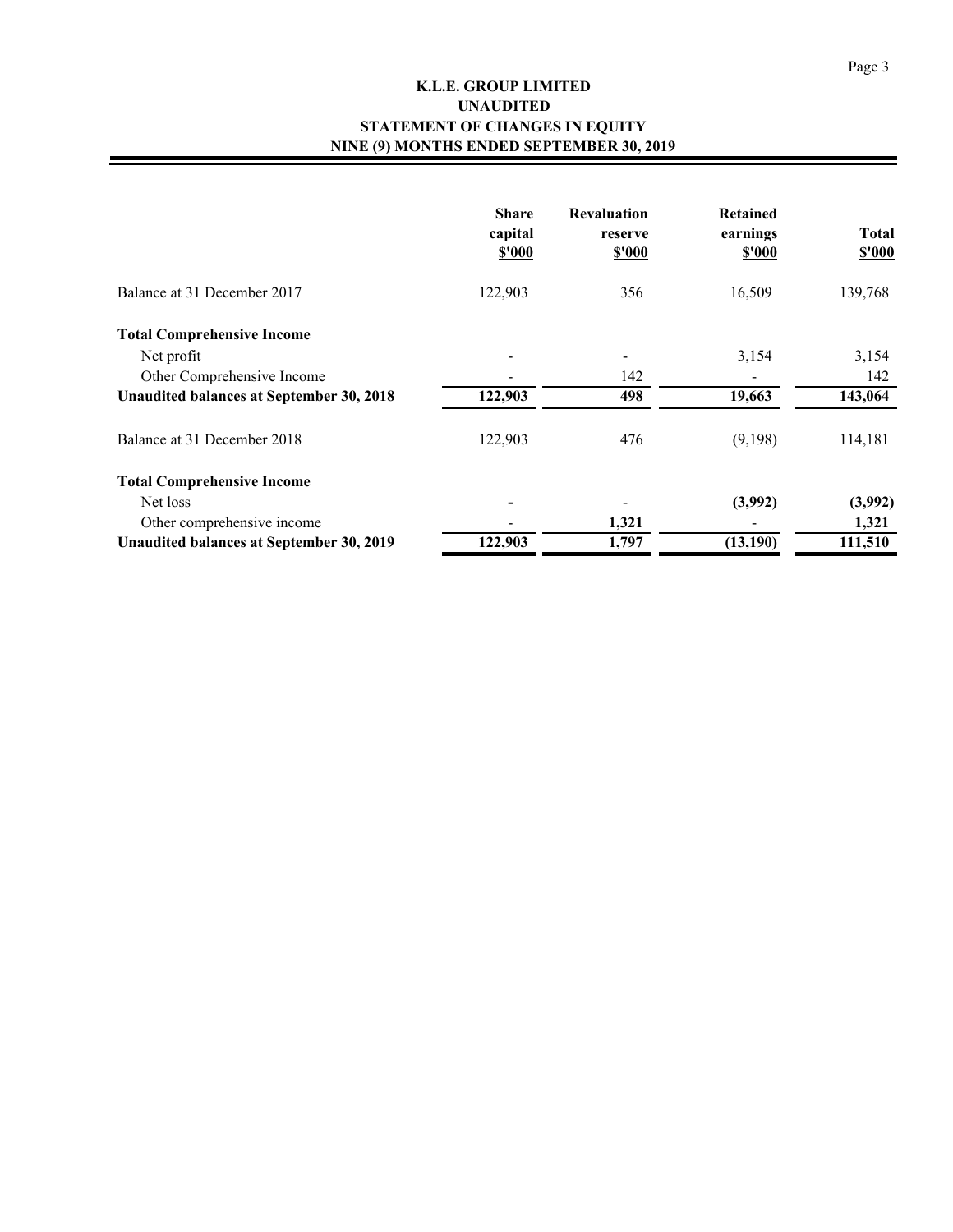# K.L.E. GROUP LIMITED
## UNAUDITED
## STATEMENT OF CHANGES IN EQUITY
## NINE (9) MONTHS ENDED SEPTEMBER 30, 2019

| | Share capital $'000 | Revaluation reserve $'000 | Retained earnings $'000 | Total $'000 |
|---|---|---|---|---|
| Balance at 31 December 2017 | 122,903 | 356 | 16,509 | 139,768 |
| **Total Comprehensive Income** | | | | |
| Net profit | - | - | 3,154 | 3,154 |
| Other Comprehensive Income | - | 142 | - | 142 |
| **Unaudited balances at September 30, 2018** | **122,903** | **498** | **19,663** | **143,064** |
| Balance at 31 December 2018 | 122,903 | 476 | (9,198) | 114,181 |
| **Total Comprehensive Income** | | | | |
| Net loss | **-** | - | **(3,992)** | **(3,992)** |
| Other comprehensive income | - | **1,321** | - | **1,321** |
| **Unaudited balances at September 30, 2019** | **122,903** | **1,797** | **(13,190)** | **111,510** |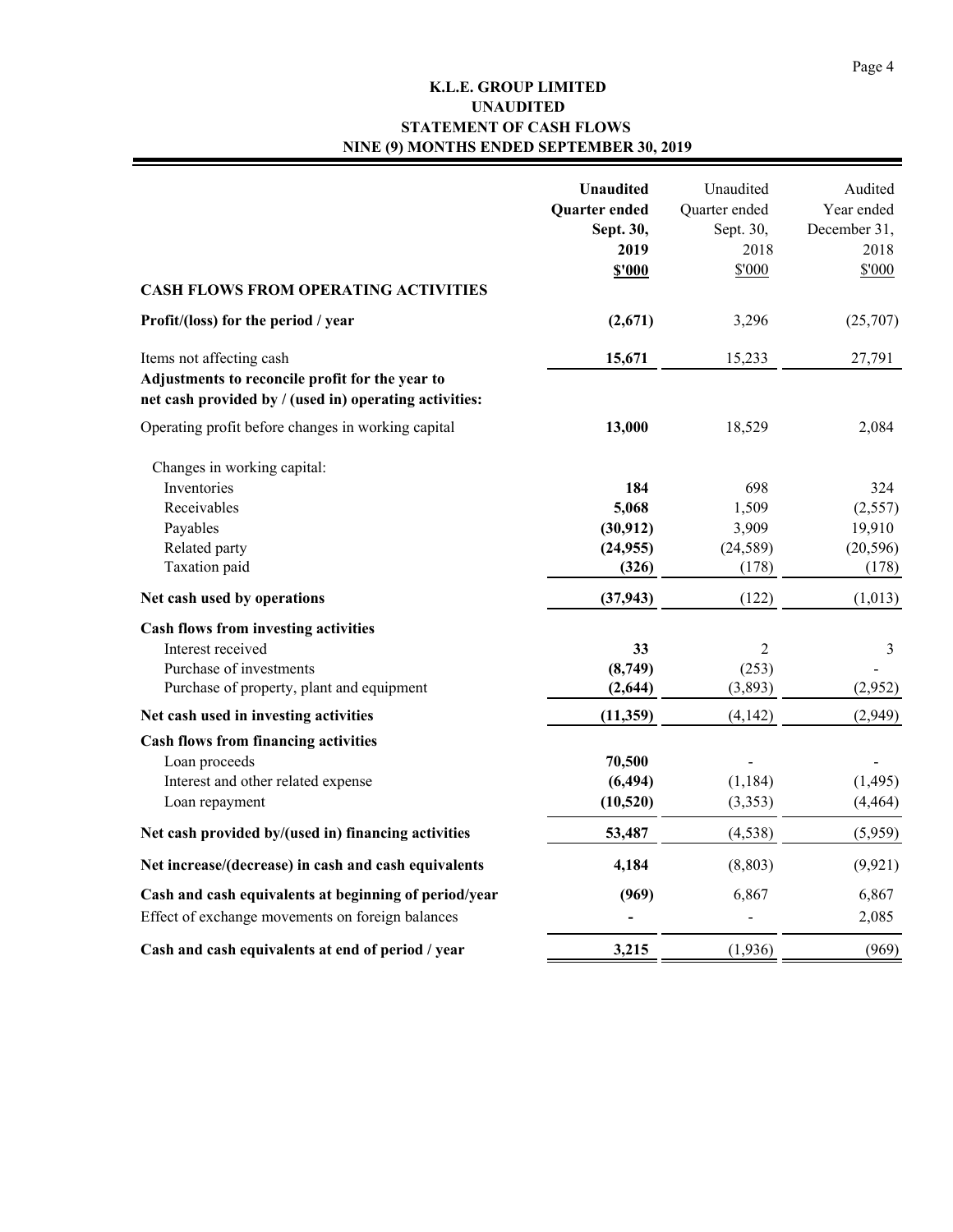# K.L.E. GROUP LIMITED
## UNAUDITED
## STATEMENT OF CASH FLOWS
## NINE (9) MONTHS ENDED SEPTEMBER 30, 2019

| | **Unaudited Quarter ended Sept. 30, 2019 \$'000** | Unaudited Quarter ended Sept. 30, 2018 \$'000 | Audited Year ended December 31, 2018 \$'000 |
|---|---|---|---|
| **CASH FLOWS FROM OPERATING ACTIVITIES** | | | |
| **Profit/(loss) for the period / year** | **(2,671)** | 3,296 | (25,707) |
| Items not affecting cash | **15,671** | 15,233 | 27,791 |
| **Adjustments to reconcile profit for the year to net cash provided by / (used in) operating activities:** | | | |
| Operating profit before changes in working capital | **13,000** | 18,529 | 2,084 |
| Changes in working capital: | | | |
| Inventories | **184** | 698 | 324 |
| Receivables | **5,068** | 1,509 | (2,557) |
| Payables | **(30,912)** | 3,909 | 19,910 |
| Related party | **(24,955)** | (24,589) | (20,596) |
| Taxation paid | **(326)** | (178) | (178) |
| **Net cash used by operations** | **(37,943)** | (122) | (1,013) |
| **Cash flows from investing activities** | | | |
| Interest received | **33** | 2 | 3 |
| Purchase of investments | **(8,749)** | (253) | - |
| Purchase of property, plant and equipment | **(2,644)** | (3,893) | (2,952) |
| **Net cash used in investing activities** | **(11,359)** | (4,142) | (2,949) |
| **Cash flows from financing activities** | | | |
| Loan proceeds | **70,500** | - | - |
| Interest and other related expense | **(6,494)** | (1,184) | (1,495) |
| Loan repayment | **(10,520)** | (3,353) | (4,464) |
| **Net cash provided by/(used in) financing activities** | **53,487** | (4,538) | (5,959) |
| **Net increase/(decrease) in cash and cash equivalents** | **4,184** | (8,803) | (9,921) |
| **Cash and cash equivalents at beginning of period/year** | **(969)** | 6,867 | 6,867 |
| Effect of exchange movements on foreign balances | **-** | - | 2,085 |
| **Cash and cash equivalents at end of period / year** | **3,215** | (1,936) | (969) |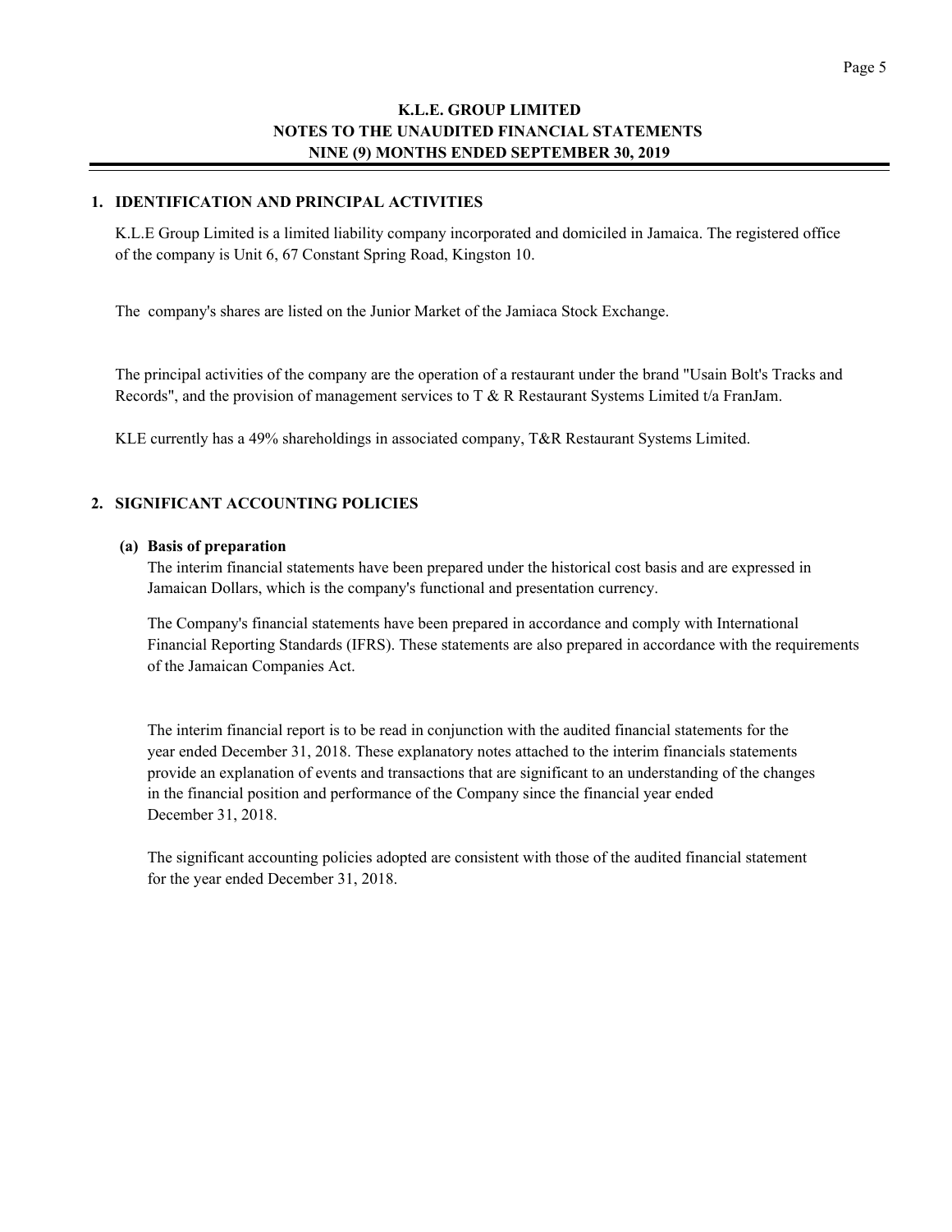# K.L.E. GROUP LIMITED
## NOTES TO THE UNAUDITED FINANCIAL STATEMENTS
## NINE (9) MONTHS ENDED SEPTEMBER 30, 2019

### 1. IDENTIFICATION AND PRINCIPAL ACTIVITIES

K.L.E Group Limited is a limited liability company incorporated and domiciled in Jamaica. The registered office of the company is Unit 6, 67 Constant Spring Road, Kingston 10.

The company's shares are listed on the Junior Market of the Jamiaca Stock Exchange.

The principal activities of the company are the operation of a restaurant under the brand "Usain Bolt's Tracks and Records", and the provision of management services to T & R Restaurant Systems Limited t/a FranJam.

KLE currently has a 49% shareholdings in associated company, T&R Restaurant Systems Limited.

### 2. SIGNIFICANT ACCOUNTING POLICIES

**(a) Basis of preparation**

The interim financial statements have been prepared under the historical cost basis and are expressed in Jamaican Dollars, which is the company's functional and presentation currency.

The Company's financial statements have been prepared in accordance and comply with International Financial Reporting Standards (IFRS). These statements are also prepared in accordance with the requirements of the Jamaican Companies Act.

The interim financial report is to be read in conjunction with the audited financial statements for the year ended December 31, 2018. These explanatory notes attached to the interim financials statements provide an explanation of events and transactions that are significant to an understanding of the changes in the financial position and performance of the Company since the financial year ended December 31, 2018.

The significant accounting policies adopted are consistent with those of the audited financial statement for the year ended December 31, 2018.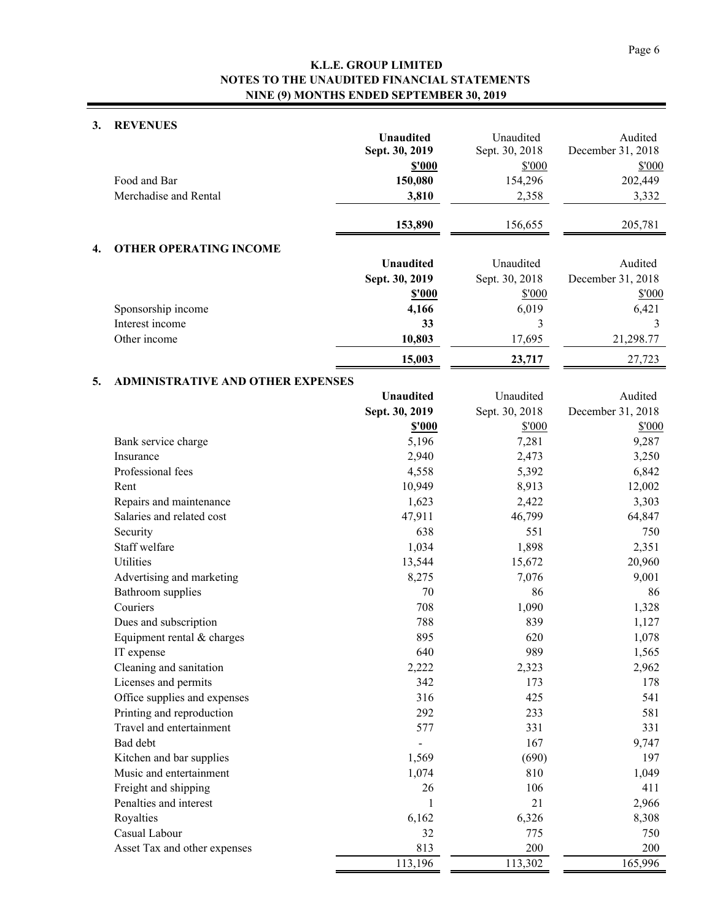**K.L.E. GROUP LIMITED**
**NOTES TO THE UNAUDITED FINANCIAL STATEMENTS**
**NINE (9) MONTHS ENDED SEPTEMBER 30, 2019**

## 3. REVENUES

| | **Unaudited Sept. 30, 2019** | Unaudited Sept. 30, 2018 | Audited December 31, 2018 |
|---|---|---|---|
| | **\$'000** | \$'000 | \$'000 |
| Food and Bar | **150,080** | 154,296 | 202,449 |
| Merchandise and Rental | **3,810** | 2,358 | 3,332 |
| | **153,890** | 156,655 | 205,781 |

## 4. OTHER OPERATING INCOME

| | **Unaudited Sept. 30, 2019** | Unaudited Sept. 30, 2018 | Audited December 31, 2018 |
|---|---|---|---|
| | **\$'000** | \$'000 | \$'000 |
| Sponsorship income | **4,166** | 6,019 | 6,421 |
| Interest income | **33** | 3 | 3 |
| Other income | **10,803** | 17,695 | 21,298.77 |
| | **15,003** | **23,717** | 27,723 |

## 5. ADMINISTRATIVE AND OTHER EXPENSES

| | **Unaudited Sept. 30, 2019** | Unaudited Sept. 30, 2018 | Audited December 31, 2018 |
|---|---|---|---|
| | **\$'000** | \$'000 | \$'000 |
| Bank service charge | 5,196 | 7,281 | 9,287 |
| Insurance | 2,940 | 2,473 | 3,250 |
| Professional fees | 4,558 | 5,392 | 6,842 |
| Rent | 10,949 | 8,913 | 12,002 |
| Repairs and maintenance | 1,623 | 2,422 | 3,303 |
| Salaries and related cost | 47,911 | 46,799 | 64,847 |
| Security | 638 | 551 | 750 |
| Staff welfare | 1,034 | 1,898 | 2,351 |
| Utilities | 13,544 | 15,672 | 20,960 |
| Advertising and marketing | 8,275 | 7,076 | 9,001 |
| Bathroom supplies | 70 | 86 | 86 |
| Couriers | 708 | 1,090 | 1,328 |
| Dues and subscription | 788 | 839 | 1,127 |
| Equipment rental & charges | 895 | 620 | 1,078 |
| IT expense | 640 | 989 | 1,565 |
| Cleaning and sanitation | 2,222 | 2,323 | 2,962 |
| Licenses and permits | 342 | 173 | 178 |
| Office supplies and expenses | 316 | 425 | 541 |
| Printing and reproduction | 292 | 233 | 581 |
| Travel and entertainment | 577 | 331 | 331 |
| Bad debt | - | 167 | 9,747 |
| Kitchen and bar supplies | 1,569 | (690) | 197 |
| Music and entertainment | 1,074 | 810 | 1,049 |
| Freight and shipping | 26 | 106 | 411 |
| Penalties and interest | 1 | 21 | 2,966 |
| Royalties | 6,162 | 6,326 | 8,308 |
| Casual Labour | 32 | 775 | 750 |
| Asset Tax and other expenses | 813 | 200 | 200 |
| | 113,196 | 113,302 | 165,996 |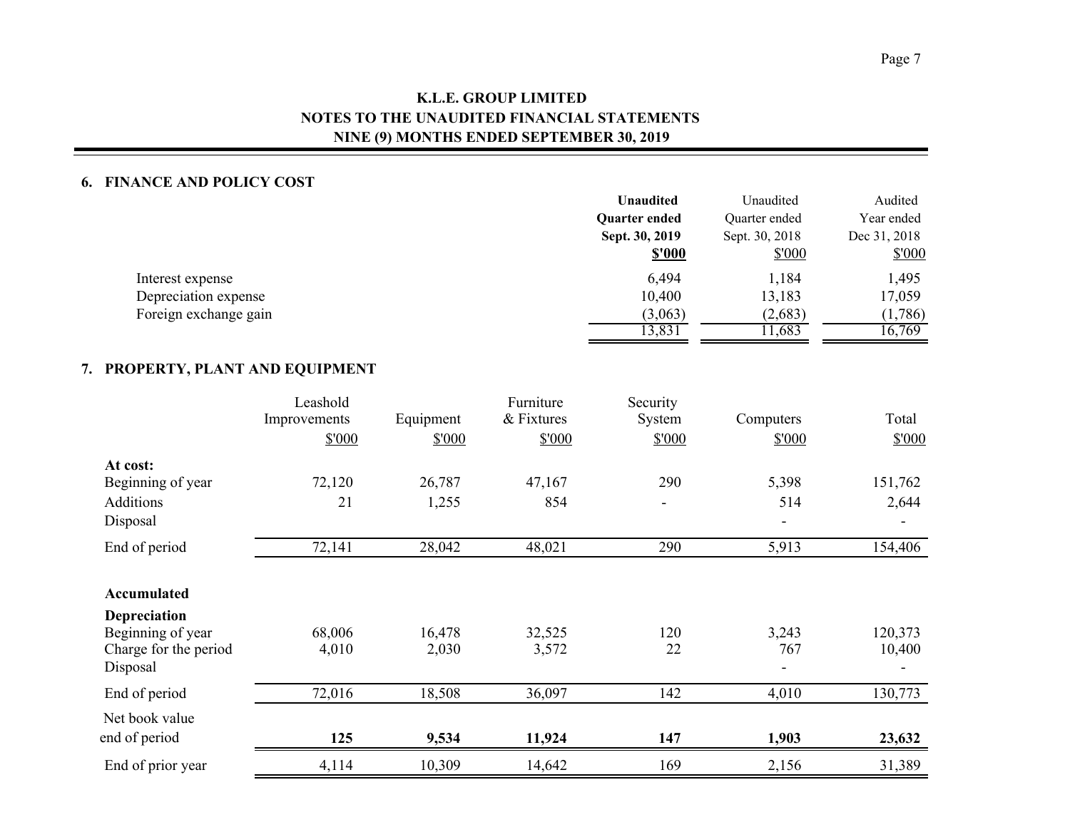# K.L.E. GROUP LIMITED
## NOTES TO THE UNAUDITED FINANCIAL STATEMENTS
## NINE (9) MONTHS ENDED SEPTEMBER 30, 2019

### 6. FINANCE AND POLICY COST

| | **Unaudited Quarter ended Sept. 30, 2019 $'000** | Unaudited Quarter ended Sept. 30, 2018 $'000 | Audited Year ended Dec 31, 2018 $'000 |
|---|---|---|---|
| Interest expense | 6,494 | 1,184 | 1,495 |
| Depreciation expense | 10,400 | 13,183 | 17,059 |
| Foreign exchange gain | (3,063) | (2,683) | (1,786) |
| | 13,831 | 11,683 | 16,769 |

### 7. PROPERTY, PLANT AND EQUIPMENT

| | Leashold Improvements $'000 | Equipment $'000 | Furniture & Fixtures $'000 | Security System $'000 | Computers $'000 | Total $'000 |
|---|---|---|---|---|---|---|
| **At cost:** | | | | | | |
| Beginning of year | 72,120 | 26,787 | 47,167 | 290 | 5,398 | 151,762 |
| Additions | 21 | 1,255 | 854 | - | 514 | 2,644 |
| Disposal | | | | | - | - |
| End of period | 72,141 | 28,042 | 48,021 | 290 | 5,913 | 154,406 |
| **Accumulated Depreciation** | | | | | | |
| Beginning of year | 68,006 | 16,478 | 32,525 | 120 | 3,243 | 120,373 |
| Charge for the period | 4,010 | 2,030 | 3,572 | 22 | 767 | 10,400 |
| Disposal | | | | | - | - |
| End of period | 72,016 | 18,508 | 36,097 | 142 | 4,010 | 130,773 |
| Net book value end of period | **125** | **9,534** | **11,924** | **147** | **1,903** | **23,632** |
| End of prior year | 4,114 | 10,309 | 14,642 | 169 | 2,156 | 31,389 |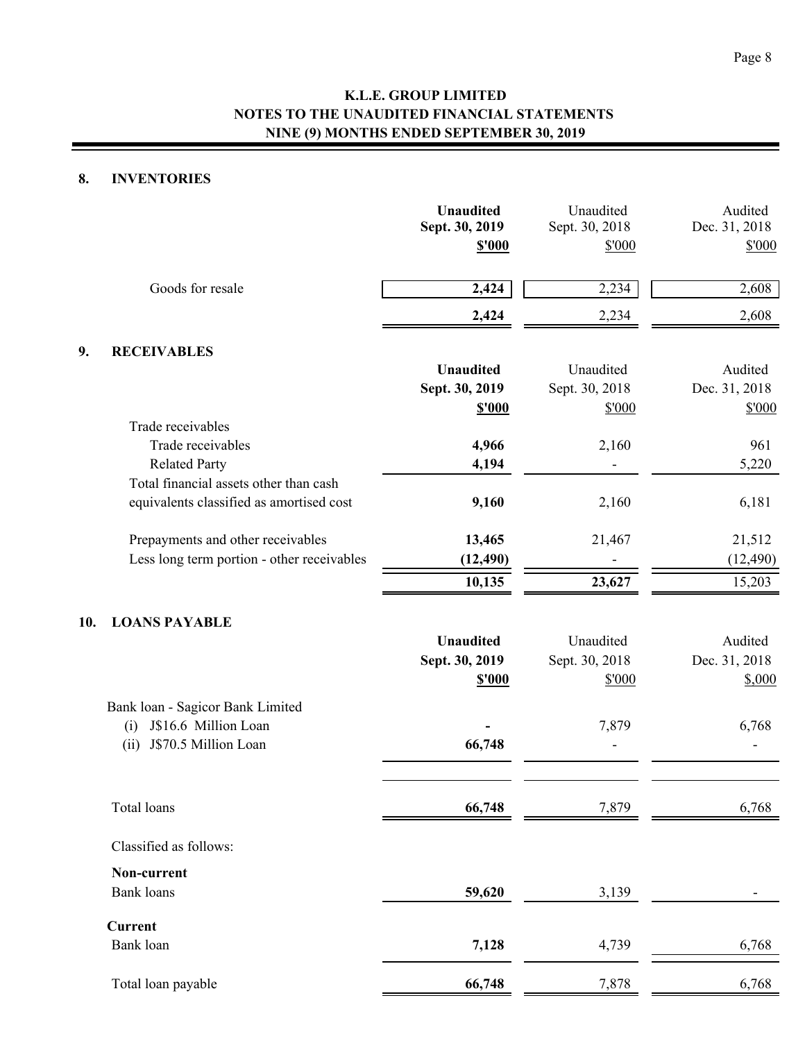**K.L.E. GROUP LIMITED**
**NOTES TO THE UNAUDITED FINANCIAL STATEMENTS**
**NINE (9) MONTHS ENDED SEPTEMBER 30, 2019**

## 8. INVENTORIES

| | **Unaudited Sept. 30, 2019 $'000** | Unaudited Sept. 30, 2018 $'000 | Audited Dec. 31, 2018 $'000 |
|---|---|---|---|
| Goods for resale | **2,424** | 2,234 | 2,608 |
| | **2,424** | 2,234 | 2,608 |

## 9. RECEIVABLES

| | **Unaudited Sept. 30, 2019 $'000** | Unaudited Sept. 30, 2018 $'000 | Audited Dec. 31, 2018 $'000 |
|---|---|---|---|
| Trade receivables | | | |
| Trade receivables | **4,966** | 2,160 | 961 |
| Related Party | **4,194** | - | 5,220 |
| Total financial assets other than cash equivalents classified as amortised cost | **9,160** | 2,160 | 6,181 |
| Prepayments and other receivables | **13,465** | 21,467 | 21,512 |
| Less long term portion - other receivables | **(12,490)** | - | (12,490) |
| | **10,135** | **23,627** | 15,203 |

## 10. LOANS PAYABLE

| | **Unaudited Sept. 30, 2019 $'000** | Unaudited Sept. 30, 2018 $'000 | Audited Dec. 31, 2018 $,000 |
|---|---|---|---|
| Bank loan - Sagicor Bank Limited | | | |
| (i) J$16.6 Million Loan | **-** | 7,879 | 6,768 |
| (ii) J$70.5 Million Loan | **66,748** | - | - |
| Total loans | **66,748** | 7,879 | 6,768 |
| Classified as follows: | | | |
| **Non-current** | | | |
| Bank loans | **59,620** | 3,139 | - |
| **Current** | | | |
| Bank loan | **7,128** | 4,739 | 6,768 |
| Total loan payable | **66,748** | 7,878 | 6,768 |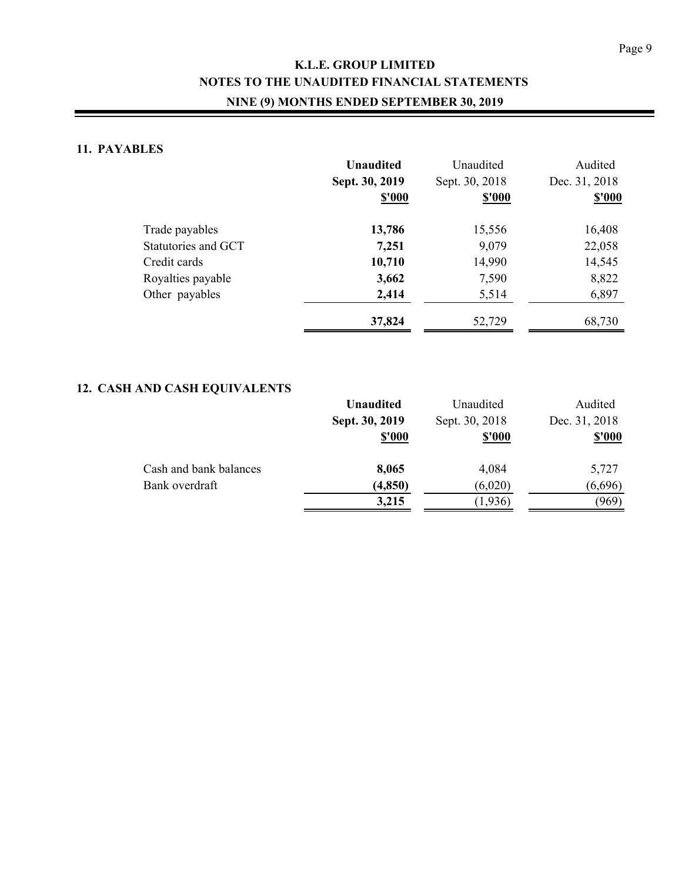# K.L.E. GROUP LIMITED
## NOTES TO THE UNAUDITED FINANCIAL STATEMENTS
## NINE (9) MONTHS ENDED SEPTEMBER 30, 2019

### 11. PAYABLES

| | **Unaudited Sept. 30, 2019 $'000** | Unaudited Sept. 30, 2018 $'000 | Audited Dec. 31, 2018 $'000 |
|---|---|---|---|
| Trade payables | **13,786** | 15,556 | 16,408 |
| Statutories and GCT | **7,251** | 9,079 | 22,058 |
| Credit cards | **10,710** | 14,990 | 14,545 |
| Royalties payable | **3,662** | 7,590 | 8,822 |
| Other payables | **2,414** | 5,514 | 6,897 |
| | **37,824** | 52,729 | 68,730 |

### 12. CASH AND CASH EQUIVALENTS

| | **Unaudited Sept. 30, 2019 $'000** | Unaudited Sept. 30, 2018 $'000 | Audited Dec. 31, 2018 $'000 |
|---|---|---|---|
| Cash and bank balances | **8,065** | 4,084 | 5,727 |
| Bank overdraft | **(4,850)** | (6,020) | (6,696) |
| | **3,215** | (1,936) | (969) |